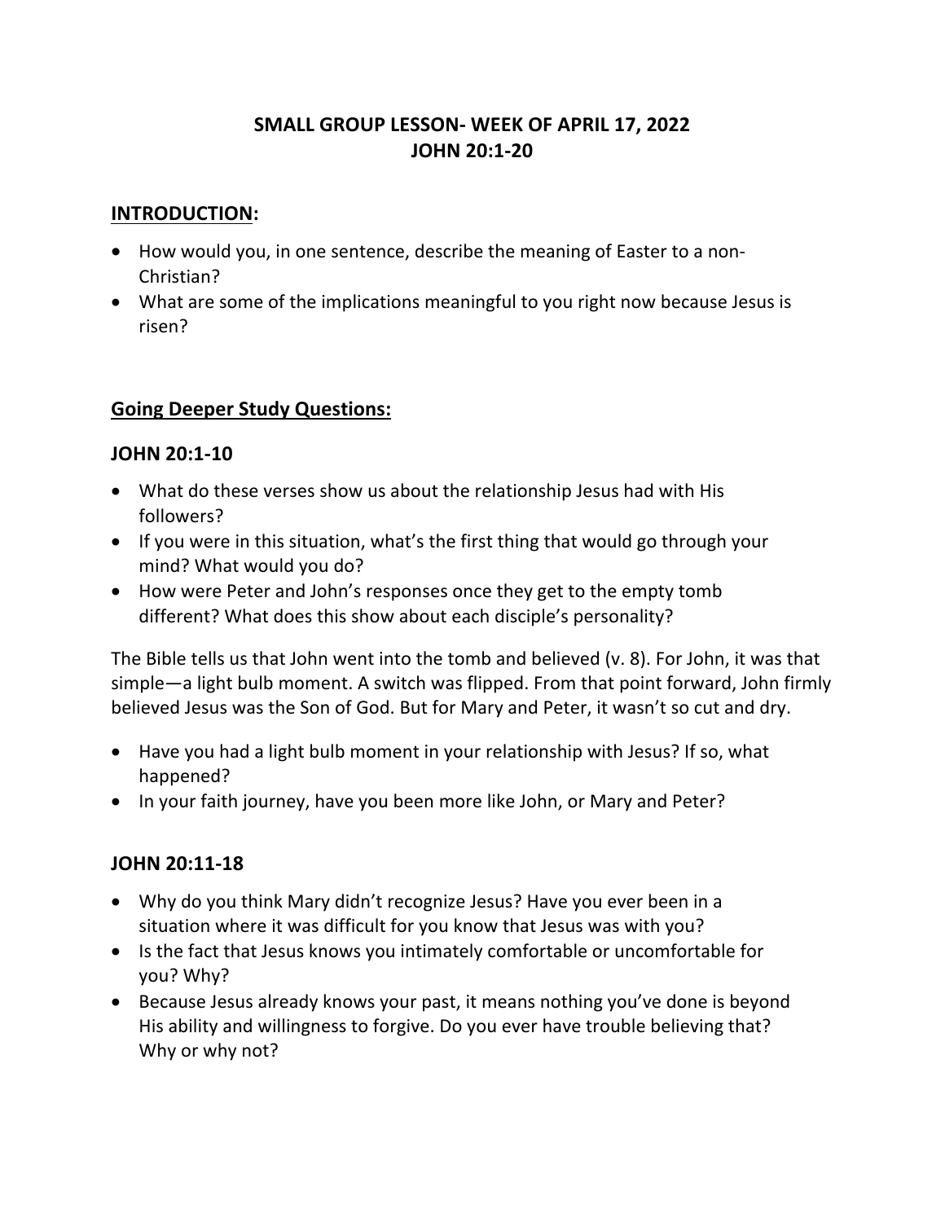# SMALL GROUP LESSON- WEEK OF APRIL 17, 2022
# JOHN 20:1-20

## INTRODUCTION:

- How would you, in one sentence, describe the meaning of Easter to a non-Christian?
- What are some of the implications meaningful to you right now because Jesus is risen?

## Going Deeper Study Questions:

### JOHN 20:1-10

- What do these verses show us about the relationship Jesus had with His followers?
- If you were in this situation, what's the first thing that would go through your mind? What would you do?
- How were Peter and John's responses once they get to the empty tomb different? What does this show about each disciple's personality?

The Bible tells us that John went into the tomb and believed (v. 8). For John, it was that simple—a light bulb moment. A switch was flipped. From that point forward, John firmly believed Jesus was the Son of God. But for Mary and Peter, it wasn't so cut and dry.

- Have you had a light bulb moment in your relationship with Jesus? If so, what happened?
- In your faith journey, have you been more like John, or Mary and Peter?

### JOHN 20:11-18

- Why do you think Mary didn't recognize Jesus? Have you ever been in a situation where it was difficult for you know that Jesus was with you?
- Is the fact that Jesus knows you intimately comfortable or uncomfortable for you? Why?
- Because Jesus already knows your past, it means nothing you've done is beyond His ability and willingness to forgive. Do you ever have trouble believing that? Why or why not?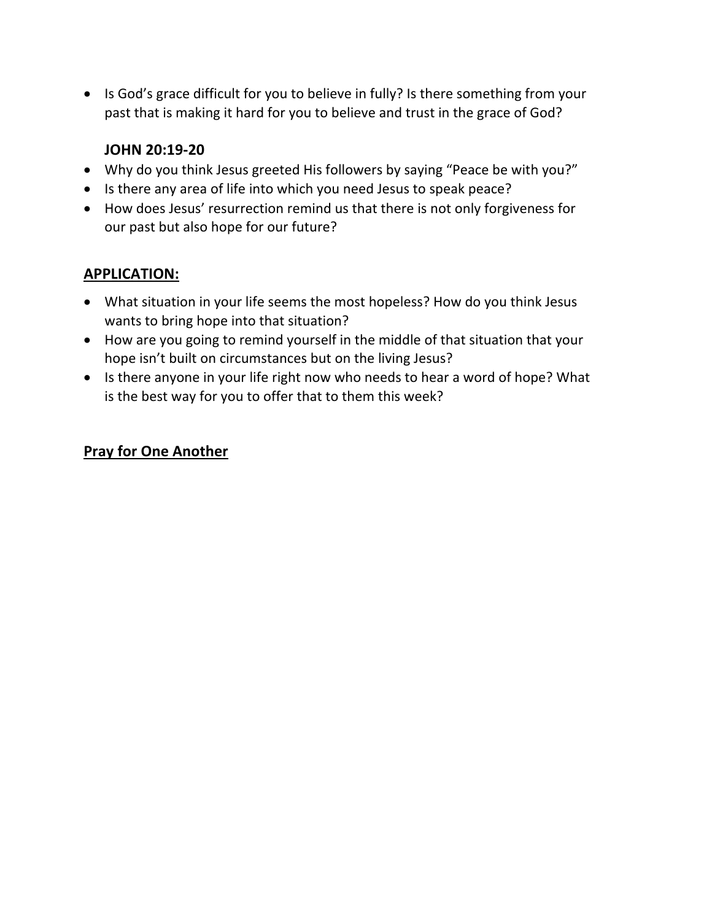- Is God's grace difficult for you to believe in fully? Is there something from your past that is making it hard for you to believe and trust in the grace of God?

**JOHN 20:19-20**

- Why do you think Jesus greeted His followers by saying "Peace be with you?"
- Is there any area of life into which you need Jesus to speak peace?
- How does Jesus' resurrection remind us that there is not only forgiveness for our past but also hope for our future?

## <u>APPLICATION:</u>

- What situation in your life seems the most hopeless? How do you think Jesus wants to bring hope into that situation?
- How are you going to remind yourself in the middle of that situation that your hope isn't built on circumstances but on the living Jesus?
- Is there anyone in your life right now who needs to hear a word of hope? What is the best way for you to offer that to them this week?

## <u>Pray for One Another</u>